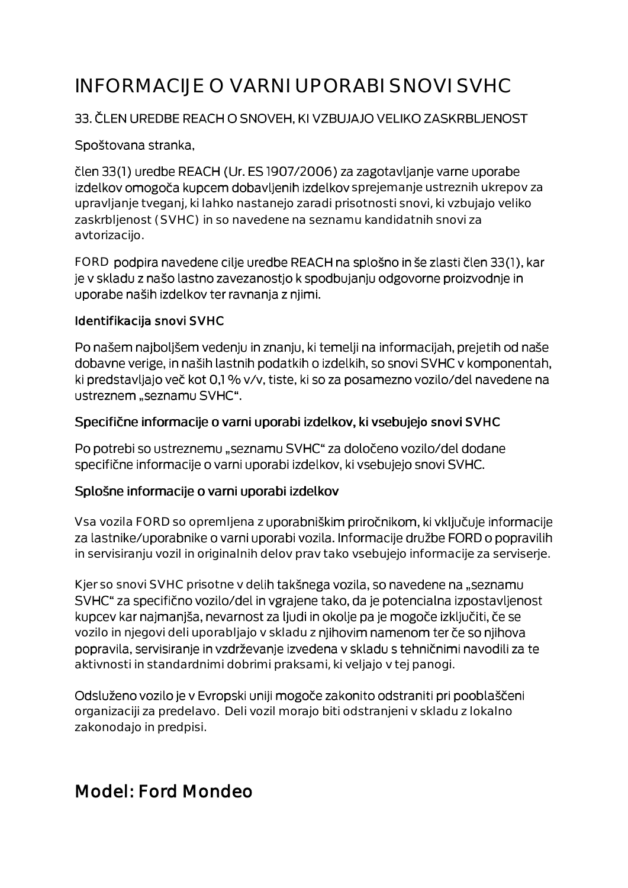# INFORMACIJE O VARNI UPORABI SNOVI SVHC

33. ČLEN UREDBE REACH O SNOVEH, KI VZBUJAJO VELIKO ZASKRBLJENOST

Spoštovana stranka,

člen 33(1) uredbe REACH (Ur. ES 1907/2006) za zagotavljanje varne uporabe izdelkov omogoča kupcem dobavljenih izdelkov sprejemanje ustreznih ukrepov za upravljanje tveganj, ki lahko nastanejo zaradi prisotnosti snovi, ki vzbujajo veliko zaskrbljenost (SVHC) in so navedene na seznamu kandidatnih snovi za avtorizacijo.

FORD podpira navedene cilje uredbe REACH na splošno in še zlasti člen 33(1), kar je v skladu z našo lastno zavezanostjo k spodbujanju odgovorne proizvodnje in uporabe naših izdelkov ter ravnanja z njimi.

### Identifikacija snovi SVHC

Po našem najboljšem vedenju in znanju, ki temelji na informacijah, prejetih od naše dobavne verige, in naših lastnih podatkih o izdelkih, so snovi SVHC v komponentah, ki predstavljajo več kot 0,1 % v/v, tiste, ki so za posamezno vozilo/del navedene na ustreznem „seznamu SVHC".

### Specifične informacije o varni uporabi izdelkov, ki vsebujejo snovi SVHC

Po potrebi so ustreznemu „seznamu SVHC" za določeno vozilo/del dodane specifične informacije o varni uporabi izdelkov, ki vsebujejo snovi SVHC.

### Splošne informacije o varni uporabi izdelkov

Vsa vozila FORD so opremljena z uporabniškim priročnikom, ki vključuje informacije za lastnike/uporabnike o varni uporabi vozila. Informacije družbe FORD o popravilih in servisiranju vozil in originalnih delov prav tako vsebujejo informacije za serviserje.

Kjer so snovi SVHC prisotne v delih takšnega vozila, so navedene na „seznamu SVHC" za specifično vozilo/del in vgrajene tako, da je potencialna izpostavljenost kupcev kar najmanjša, nevarnost za ljudi in okolje pa je mogoče izključiti, če se vozilo in njegovi deli uporabljajo v skladu z njihovim namenom ter če so njihova popravila, servisiranje in vzdrževanje izvedena v skladu s tehničnimi navodili za te aktivnosti in standardnimi dobrimi praksami, ki veljajo v tej panogi.

Odsluženo vozilo je v Evropski uniji mogoče zakonito odstraniti pri pooblaščeni organizaciji za predelavo. Deli vozil morajo biti odstranjeni v skladu z lokalno zakonodajo in predpisi.

## Model: Ford Mondeo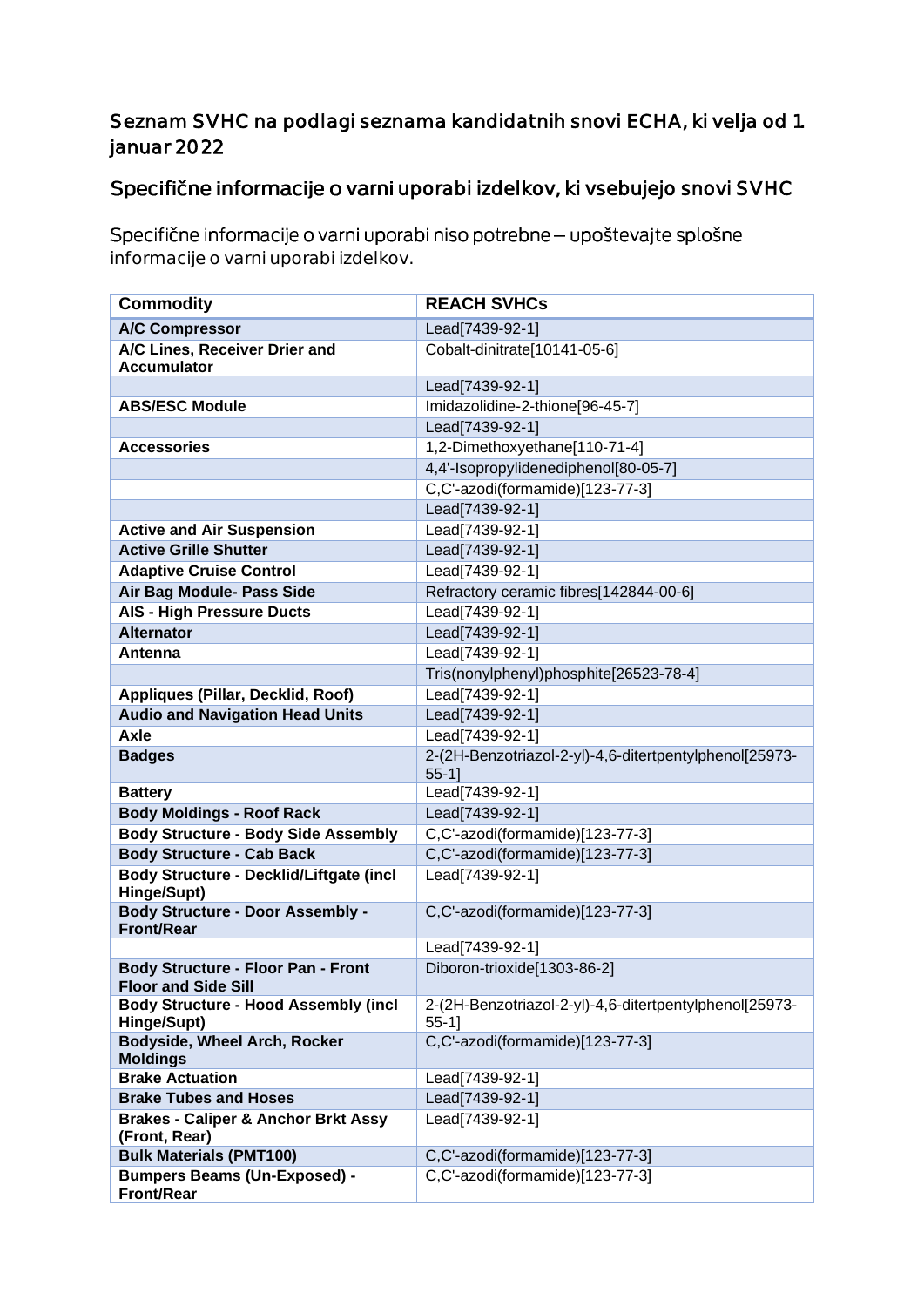## Seznam SVHC na podlagi seznama kandidatnih snovi ECHA, ki velja od 1. januar 2022

## Specifične informacije o varni uporabi izdelkov, ki vsebujejo snovi SVHC

Specifične informacije o varni uporabi niso potrebne – upoštevajte splošne informacije o varni uporabi izdelkov.

| Commodity | REACH SVHCs |
|---|---|
| **A/C Compressor** | Lead[7439-92-1] |
| **A/C Lines, Receiver Drier and Accumulator** | Cobalt-dinitrate[10141-05-6] |
| | Lead[7439-92-1] |
| **ABS/ESC Module** | Imidazolidine-2-thione[96-45-7] |
| | Lead[7439-92-1] |
| **Accessories** | 1,2-Dimethoxyethane[110-71-4] |
| | 4,4'-Isopropylidenediphenol[80-05-7] |
| | C,C'-azodi(formamide)[123-77-3] |
| | Lead[7439-92-1] |
| **Active and Air Suspension** | Lead[7439-92-1] |
| **Active Grille Shutter** | Lead[7439-92-1] |
| **Adaptive Cruise Control** | Lead[7439-92-1] |
| **Air Bag Module- Pass Side** | Refractory ceramic fibres[142844-00-6] |
| **AIS - High Pressure Ducts** | Lead[7439-92-1] |
| **Alternator** | Lead[7439-92-1] |
| **Antenna** | Lead[7439-92-1] |
| | Tris(nonylphenyl)phosphite[26523-78-4] |
| **Appliques (Pillar, Decklid, Roof)** | Lead[7439-92-1] |
| **Audio and Navigation Head Units** | Lead[7439-92-1] |
| **Axle** | Lead[7439-92-1] |
| **Badges** | 2-(2H-Benzotriazol-2-yl)-4,6-ditertpentylphenol[25973-55-1] |
| **Battery** | Lead[7439-92-1] |
| **Body Moldings - Roof Rack** | Lead[7439-92-1] |
| **Body Structure - Body Side Assembly** | C,C'-azodi(formamide)[123-77-3] |
| **Body Structure - Cab Back** | C,C'-azodi(formamide)[123-77-3] |
| **Body Structure - Decklid/Liftgate (incl Hinge/Supt)** | Lead[7439-92-1] |
| **Body Structure - Door Assembly - Front/Rear** | C,C'-azodi(formamide)[123-77-3] |
| | Lead[7439-92-1] |
| **Body Structure - Floor Pan - Front Floor and Side Sill** | Diboron-trioxide[1303-86-2] |
| **Body Structure - Hood Assembly (incl Hinge/Supt)** | 2-(2H-Benzotriazol-2-yl)-4,6-ditertpentylphenol[25973-55-1] |
| **Bodyside, Wheel Arch, Rocker Moldings** | C,C'-azodi(formamide)[123-77-3] |
| **Brake Actuation** | Lead[7439-92-1] |
| **Brake Tubes and Hoses** | Lead[7439-92-1] |
| **Brakes - Caliper & Anchor Brkt Assy (Front, Rear)** | Lead[7439-92-1] |
| **Bulk Materials (PMT100)** | C,C'-azodi(formamide)[123-77-3] |
| **Bumpers Beams (Un-Exposed) - Front/Rear** | C,C'-azodi(formamide)[123-77-3] |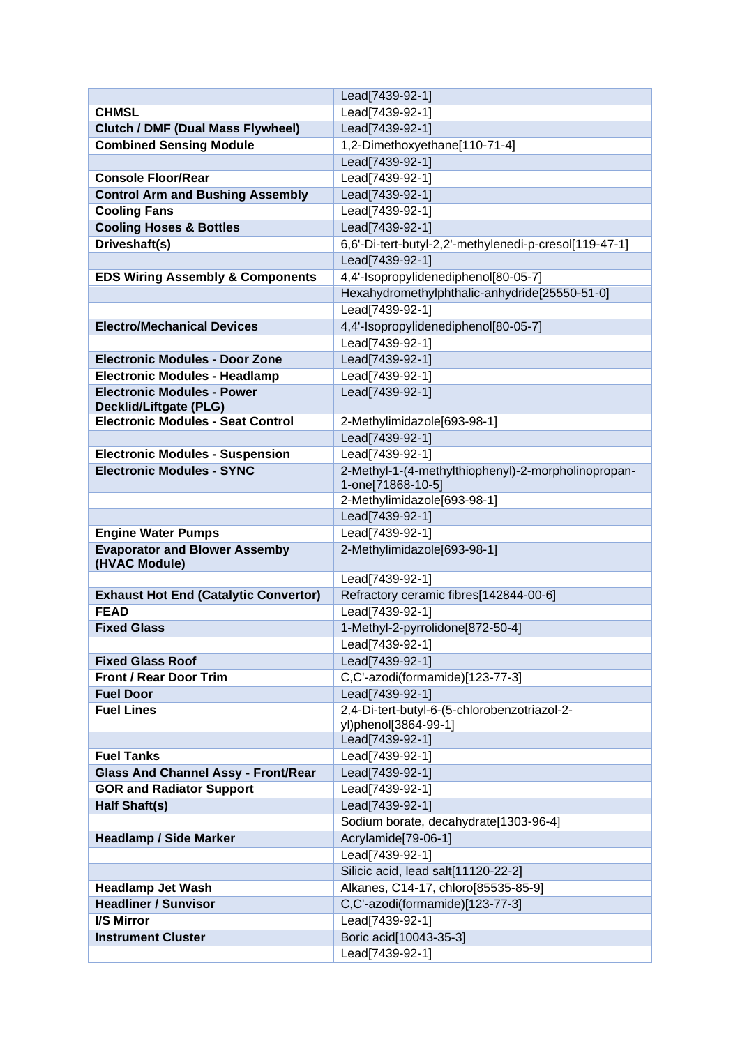| | |
|---|---|
| | Lead[7439-92-1] |
| **CHMSL** | Lead[7439-92-1] |
| **Clutch / DMF (Dual Mass Flywheel)** | Lead[7439-92-1] |
| **Combined Sensing Module** | 1,2-Dimethoxyethane[110-71-4] |
| | Lead[7439-92-1] |
| **Console Floor/Rear** | Lead[7439-92-1] |
| **Control Arm and Bushing Assembly** | Lead[7439-92-1] |
| **Cooling Fans** | Lead[7439-92-1] |
| **Cooling Hoses & Bottles** | Lead[7439-92-1] |
| **Driveshaft(s)** | 6,6'-Di-tert-butyl-2,2'-methylenedi-p-cresol[119-47-1] |
| | Lead[7439-92-1] |
| **EDS Wiring Assembly & Components** | 4,4'-Isopropylidenediphenol[80-05-7] |
| | Hexahydromethylphthalic-anhydride[25550-51-0] |
| | Lead[7439-92-1] |
| **Electro/Mechanical Devices** | 4,4'-Isopropylidenediphenol[80-05-7] |
| | Lead[7439-92-1] |
| **Electronic Modules - Door Zone** | Lead[7439-92-1] |
| **Electronic Modules - Headlamp** | Lead[7439-92-1] |
| **Electronic Modules - Power Decklid/Liftgate (PLG)** | Lead[7439-92-1] |
| **Electronic Modules - Seat Control** | 2-Methylimidazole[693-98-1] |
| | Lead[7439-92-1] |
| **Electronic Modules - Suspension** | Lead[7439-92-1] |
| **Electronic Modules - SYNC** | 2-Methyl-1-(4-methylthiophenyl)-2-morpholinopropan-1-one[71868-10-5] |
| | 2-Methylimidazole[693-98-1] |
| | Lead[7439-92-1] |
| **Engine Water Pumps** | Lead[7439-92-1] |
| **Evaporator and Blower Assemby (HVAC Module)** | 2-Methylimidazole[693-98-1] |
| | Lead[7439-92-1] |
| **Exhaust Hot End (Catalytic Convertor)** | Refractory ceramic fibres[142844-00-6] |
| **FEAD** | Lead[7439-92-1] |
| **Fixed Glass** | 1-Methyl-2-pyrrolidone[872-50-4] |
| | Lead[7439-92-1] |
| **Fixed Glass Roof** | Lead[7439-92-1] |
| **Front / Rear Door Trim** | C,C'-azodi(formamide)[123-77-3] |
| **Fuel Door** | Lead[7439-92-1] |
| **Fuel Lines** | 2,4-Di-tert-butyl-6-(5-chlorobenzotriazol-2-yl)phenol[3864-99-1] |
| | Lead[7439-92-1] |
| **Fuel Tanks** | Lead[7439-92-1] |
| **Glass And Channel Assy - Front/Rear** | Lead[7439-92-1] |
| **GOR and Radiator Support** | Lead[7439-92-1] |
| **Half Shaft(s)** | Lead[7439-92-1] |
| | Sodium borate, decahydrate[1303-96-4] |
| **Headlamp / Side Marker** | Acrylamide[79-06-1] |
| | Lead[7439-92-1] |
| | Silicic acid, lead salt[11120-22-2] |
| **Headlamp Jet Wash** | Alkanes, C14-17, chloro[85535-85-9] |
| **Headliner / Sunvisor** | C,C'-azodi(formamide)[123-77-3] |
| **I/S Mirror** | Lead[7439-92-1] |
| **Instrument Cluster** | Boric acid[10043-35-3] |
| | Lead[7439-92-1] |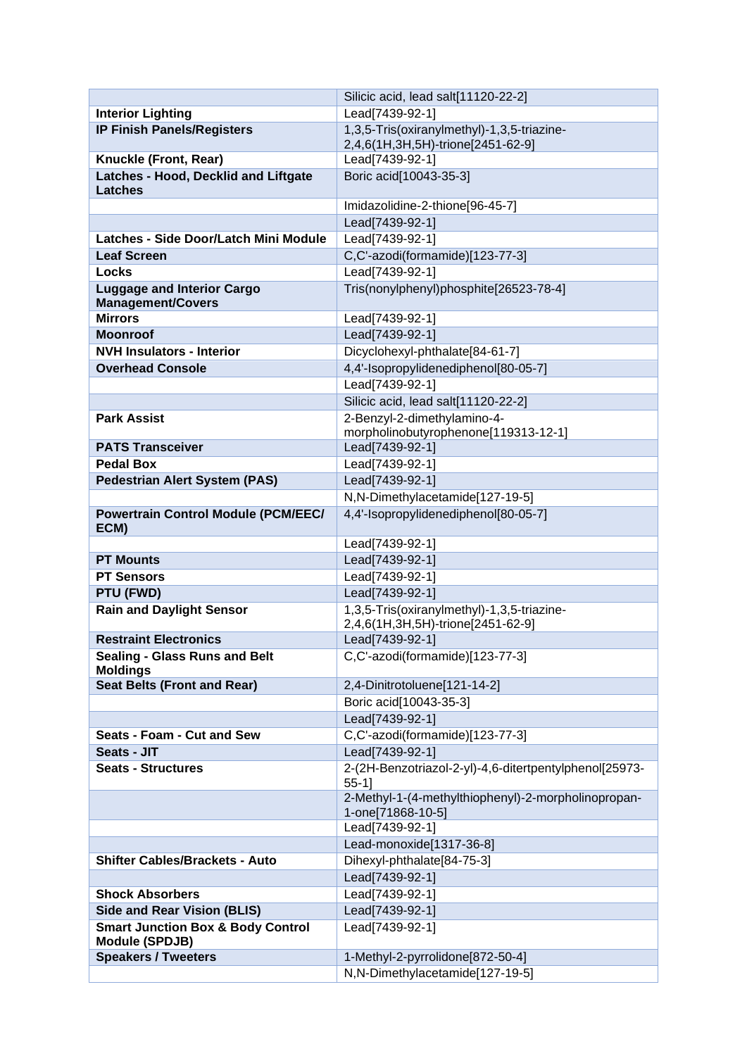| | |
|---|---|
| | Silicic acid, lead salt[11120-22-2] |
| **Interior Lighting** | Lead[7439-92-1] |
| **IP Finish Panels/Registers** | 1,3,5-Tris(oxiranylmethyl)-1,3,5-triazine-2,4,6(1H,3H,5H)-trione[2451-62-9] |
| **Knuckle (Front, Rear)** | Lead[7439-92-1] |
| **Latches - Hood, Decklid and Liftgate Latches** | Boric acid[10043-35-3] |
| | Imidazolidine-2-thione[96-45-7] |
| | Lead[7439-92-1] |
| **Latches - Side Door/Latch Mini Module** | Lead[7439-92-1] |
| **Leaf Screen** | C,C'-azodi(formamide)[123-77-3] |
| **Locks** | Lead[7439-92-1] |
| **Luggage and Interior Cargo Management/Covers** | Tris(nonylphenyl)phosphite[26523-78-4] |
| **Mirrors** | Lead[7439-92-1] |
| **Moonroof** | Lead[7439-92-1] |
| **NVH Insulators - Interior** | Dicyclohexyl-phthalate[84-61-7] |
| **Overhead Console** | 4,4'-Isopropylidenediphenol[80-05-7] |
| | Lead[7439-92-1] |
| | Silicic acid, lead salt[11120-22-2] |
| **Park Assist** | 2-Benzyl-2-dimethylamino-4-morpholinobutyrophenone[119313-12-1] |
| **PATS Transceiver** | Lead[7439-92-1] |
| **Pedal Box** | Lead[7439-92-1] |
| **Pedestrian Alert System (PAS)** | Lead[7439-92-1] |
| | N,N-Dimethylacetamide[127-19-5] |
| **Powertrain Control Module (PCM/EEC/ECM)** | 4,4'-Isopropylidenediphenol[80-05-7] |
| | Lead[7439-92-1] |
| **PT Mounts** | Lead[7439-92-1] |
| **PT Sensors** | Lead[7439-92-1] |
| **PTU (FWD)** | Lead[7439-92-1] |
| **Rain and Daylight Sensor** | 1,3,5-Tris(oxiranylmethyl)-1,3,5-triazine-2,4,6(1H,3H,5H)-trione[2451-62-9] |
| **Restraint Electronics** | Lead[7439-92-1] |
| **Sealing - Glass Runs and Belt Moldings** | C,C'-azodi(formamide)[123-77-3] |
| **Seat Belts (Front and Rear)** | 2,4-Dinitrotoluene[121-14-2] |
| | Boric acid[10043-35-3] |
| | Lead[7439-92-1] |
| **Seats - Foam - Cut and Sew** | C,C'-azodi(formamide)[123-77-3] |
| **Seats - JIT** | Lead[7439-92-1] |
| **Seats - Structures** | 2-(2H-Benzotriazol-2-yl)-4,6-ditertpentylphenol[25973-55-1] |
| | 2-Methyl-1-(4-methylthiophenyl)-2-morpholinopropan-1-one[71868-10-5] |
| | Lead[7439-92-1] |
| | Lead-monoxide[1317-36-8] |
| **Shifter Cables/Brackets - Auto** | Dihexyl-phthalate[84-75-3] |
| | Lead[7439-92-1] |
| **Shock Absorbers** | Lead[7439-92-1] |
| **Side and Rear Vision (BLIS)** | Lead[7439-92-1] |
| **Smart Junction Box & Body Control Module (SPDJB)** | Lead[7439-92-1] |
| **Speakers / Tweeters** | 1-Methyl-2-pyrrolidone[872-50-4] |
| | N,N-Dimethylacetamide[127-19-5] |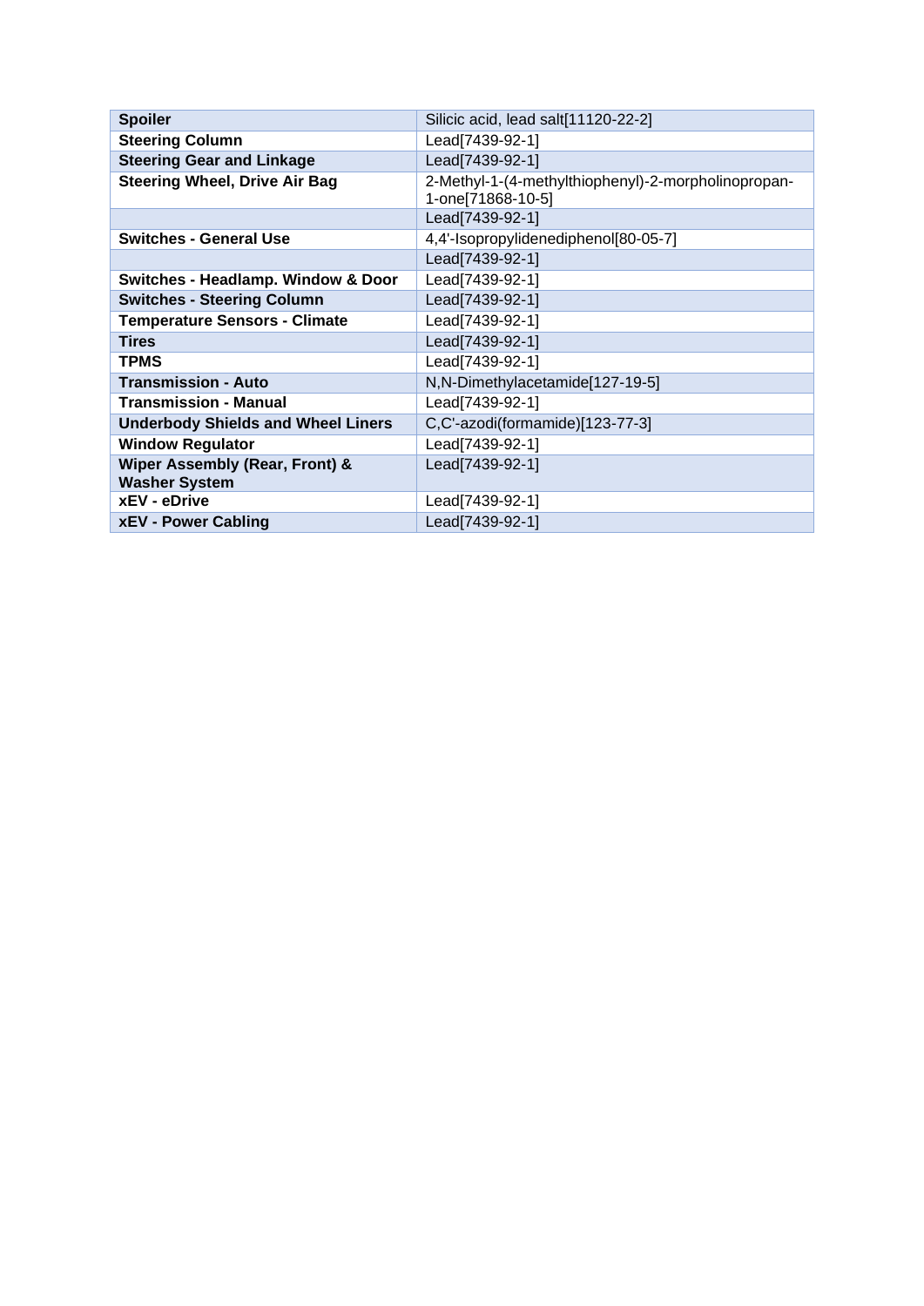| | |
|---|---|
| **Spoiler** | Silicic acid, lead salt[11120-22-2] |
| **Steering Column** | Lead[7439-92-1] |
| **Steering Gear and Linkage** | Lead[7439-92-1] |
| **Steering Wheel, Drive Air Bag** | 2-Methyl-1-(4-methylthiophenyl)-2-morpholinopropan-1-one[71868-10-5] |
| | Lead[7439-92-1] |
| **Switches - General Use** | 4,4'-Isopropylidenediphenol[80-05-7] |
| | Lead[7439-92-1] |
| **Switches - Headlamp. Window & Door** | Lead[7439-92-1] |
| **Switches - Steering Column** | Lead[7439-92-1] |
| **Temperature Sensors - Climate** | Lead[7439-92-1] |
| **Tires** | Lead[7439-92-1] |
| **TPMS** | Lead[7439-92-1] |
| **Transmission - Auto** | N,N-Dimethylacetamide[127-19-5] |
| **Transmission - Manual** | Lead[7439-92-1] |
| **Underbody Shields and Wheel Liners** | C,C'-azodi(formamide)[123-77-3] |
| **Window Regulator** | Lead[7439-92-1] |
| **Wiper Assembly (Rear, Front) & Washer System** | Lead[7439-92-1] |
| **xEV - eDrive** | Lead[7439-92-1] |
| **xEV - Power Cabling** | Lead[7439-92-1] |